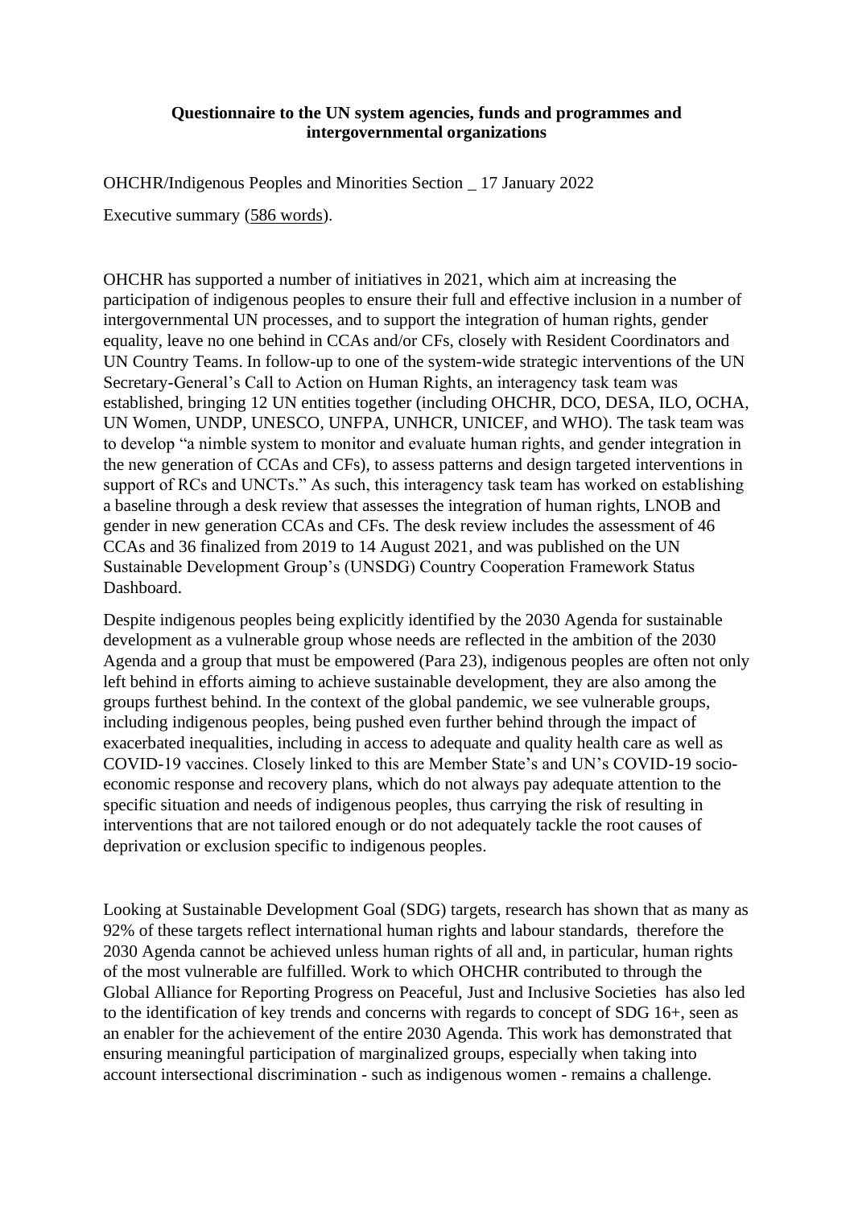**Questionnaire to the UN system agencies, funds and programmes and intergovernmental organizations**

OHCHR/Indigenous Peoples and Minorities Section _ 17 January 2022

Executive summary (586 words).

OHCHR has supported a number of initiatives in 2021, which aim at increasing the participation of indigenous peoples to ensure their full and effective inclusion in a number of intergovernmental UN processes, and to support the integration of human rights, gender equality, leave no one behind in CCAs and/or CFs, closely with Resident Coordinators and UN Country Teams. In follow-up to one of the system-wide strategic interventions of the UN Secretary-General's Call to Action on Human Rights, an interagency task team was established, bringing 12 UN entities together (including OHCHR, DCO, DESA, ILO, OCHA, UN Women, UNDP, UNESCO, UNFPA, UNHCR, UNICEF, and WHO). The task team was to develop "a nimble system to monitor and evaluate human rights, and gender integration in the new generation of CCAs and CFs), to assess patterns and design targeted interventions in support of RCs and UNCTs." As such, this interagency task team has worked on establishing a baseline through a desk review that assesses the integration of human rights, LNOB and gender in new generation CCAs and CFs. The desk review includes the assessment of 46 CCAs and 36 finalized from 2019 to 14 August 2021, and was published on the UN Sustainable Development Group's (UNSDG) Country Cooperation Framework Status Dashboard.

Despite indigenous peoples being explicitly identified by the 2030 Agenda for sustainable development as a vulnerable group whose needs are reflected in the ambition of the 2030 Agenda and a group that must be empowered (Para 23), indigenous peoples are often not only left behind in efforts aiming to achieve sustainable development, they are also among the groups furthest behind. In the context of the global pandemic, we see vulnerable groups, including indigenous peoples, being pushed even further behind through the impact of exacerbated inequalities, including in access to adequate and quality health care as well as COVID-19 vaccines. Closely linked to this are Member State's and UN's COVID-19 socio-economic response and recovery plans, which do not always pay adequate attention to the specific situation and needs of indigenous peoples, thus carrying the risk of resulting in interventions that are not tailored enough or do not adequately tackle the root causes of deprivation or exclusion specific to indigenous peoples.

Looking at Sustainable Development Goal (SDG) targets, research has shown that as many as 92% of these targets reflect international human rights and labour standards, therefore the 2030 Agenda cannot be achieved unless human rights of all and, in particular, human rights of the most vulnerable are fulfilled. Work to which OHCHR contributed to through the Global Alliance for Reporting Progress on Peaceful, Just and Inclusive Societies has also led to the identification of key trends and concerns with regards to concept of SDG 16+, seen as an enabler for the achievement of the entire 2030 Agenda. This work has demonstrated that ensuring meaningful participation of marginalized groups, especially when taking into account intersectional discrimination - such as indigenous women - remains a challenge.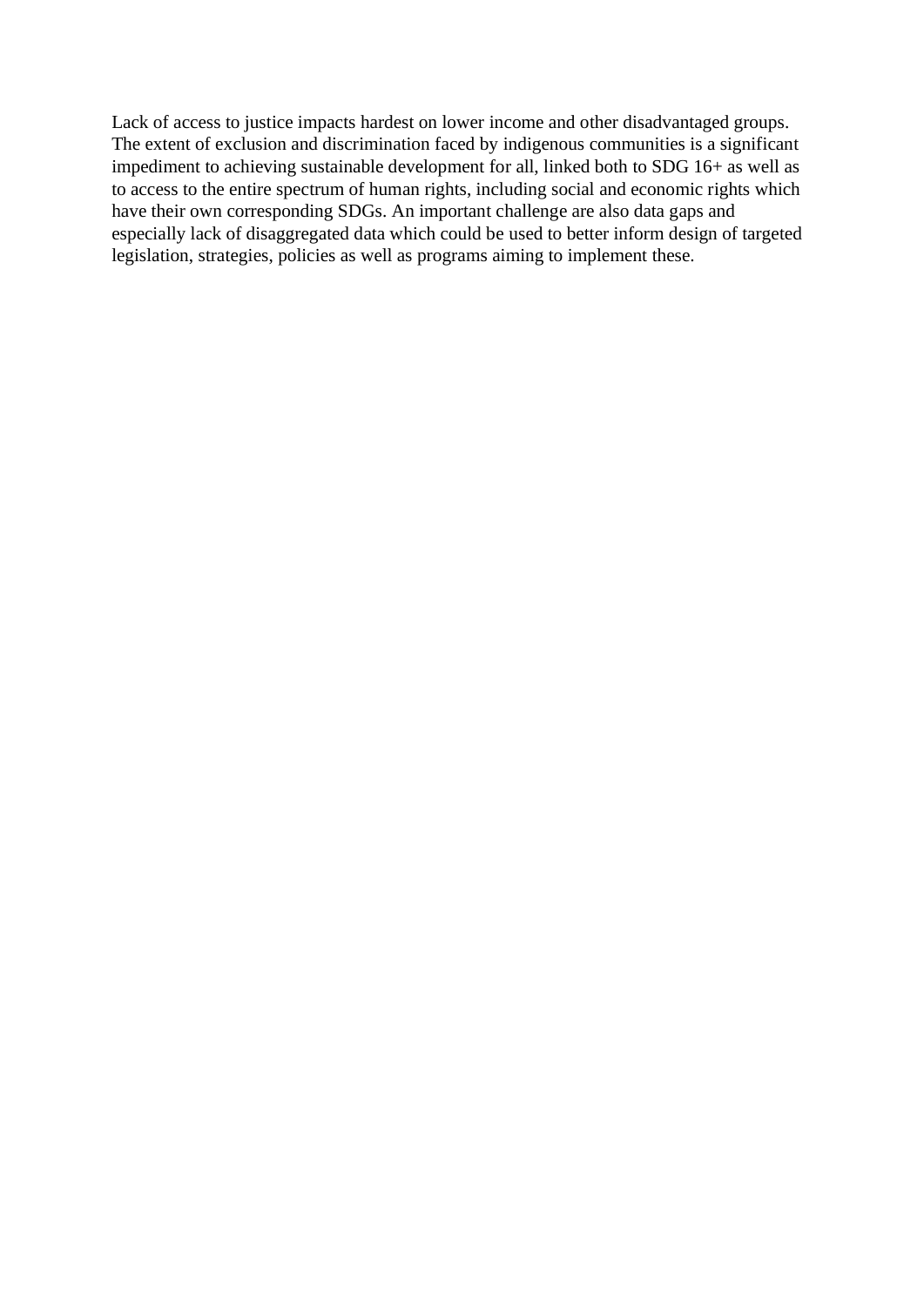Lack of access to justice impacts hardest on lower income and other disadvantaged groups. The extent of exclusion and discrimination faced by indigenous communities is a significant impediment to achieving sustainable development for all, linked both to SDG 16+ as well as to access to the entire spectrum of human rights, including social and economic rights which have their own corresponding SDGs. An important challenge are also data gaps and especially lack of disaggregated data which could be used to better inform design of targeted legislation, strategies, policies as well as programs aiming to implement these.